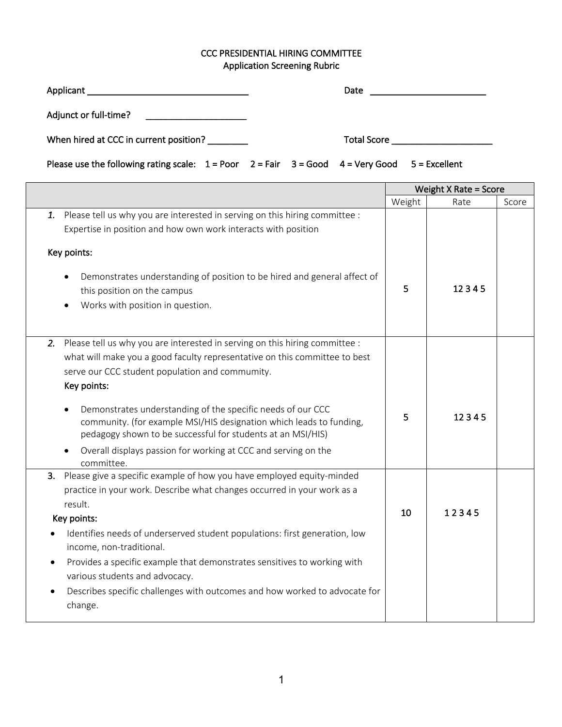CCC PRESIDENTIAL HIRING COMMITTEE

Application Screening Rubric

Applicant ______________________________ Date ______________________

Adjunct or full-time? ____________________

When hired at CCC in current position? ________ Total Score ____________________

Please use the following rating scale: 1 = Poor 2 = Fair 3 = Good 4 = Very Good 5 = Excellent

| | Weight X Rate = Score | | |
|---|---|---|---|
| | Weight | Rate | Score |
| 1. Please tell us why you are interested in serving on this hiring committee : Expertise in position and how own work interacts with position<br><br>Key points:<br>• Demonstrates understanding of position to be hired and general affect of this position on the campus<br>• Works with position in question. | 5 | 12 3 4 5 | |
| 2. Please tell us why you are interested in serving on this hiring committee : what will make you a good faculty representative on this committee to best serve our CCC student population and commumity.<br>Key points:<br>• Demonstrates understanding of the specific needs of our CCC community. (for example MSI/HIS designation which leads to funding, pedagogy shown to be successful for students at an MSI/HIS)<br>• Overall displays passion for working at CCC and serving on the committee. | 5 | 12 3 4 5 | |
| 3. Please give a specific example of how you have employed equity-minded practice in your work. Describe what changes occurred in your work as a result.<br>Key points:<br>• Identifies needs of underserved student populations: first generation, low income, non-traditional.<br>• Provides a specific example that demonstrates sensitives to working with various students and advocacy.<br>• Describes specific challenges with outcomes and how worked to advocate for change. | 10 | 1 2 3 4 5 | |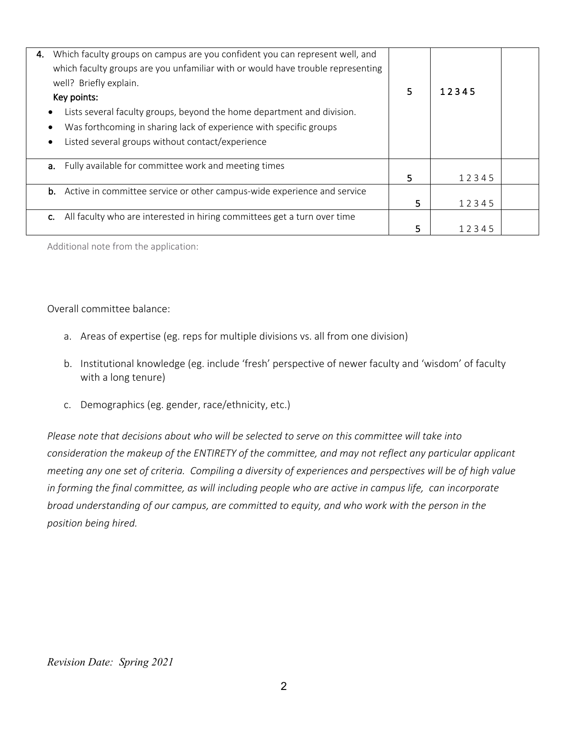| | | | |
|---|---|---|---|
| **4.** Which faculty groups on campus are you confident you can represent well, and which faculty groups are you unfamiliar with or would have trouble representing well? Briefly explain.<br>Key points:<br>• Lists several faculty groups, beyond the home department and division.<br>• Was forthcoming in sharing lack of experience with specific groups<br>• Listed several groups without contact/experience | 5 | 1 2 3 4 5 | |
| **a.** Fully available for committee work and meeting times | 5 | 1 2 3 4 5 | |
| **b.** Active in committee service or other campus-wide experience and service | 5 | 1 2 3 4 5 | |
| **c.** All faculty who are interested in hiring committees get a turn over time | 5 | 1 2 3 4 5 | |

Additional note from the application:

Overall committee balance:

a. Areas of expertise (eg. reps for multiple divisions vs. all from one division)

b. Institutional knowledge (eg. include 'fresh' perspective of newer faculty and 'wisdom' of faculty with a long tenure)

c. Demographics (eg. gender, race/ethnicity, etc.)

*Please note that decisions about who will be selected to serve on this committee will take into consideration the makeup of the ENTIRETY of the committee, and may not reflect any particular applicant meeting any one set of criteria. Compiling a diversity of experiences and perspectives will be of high value in forming the final committee, as will including people who are active in campus life, can incorporate broad understanding of our campus, are committed to equity, and who work with the person in the position being hired.*

*Revision Date: Spring 2021*